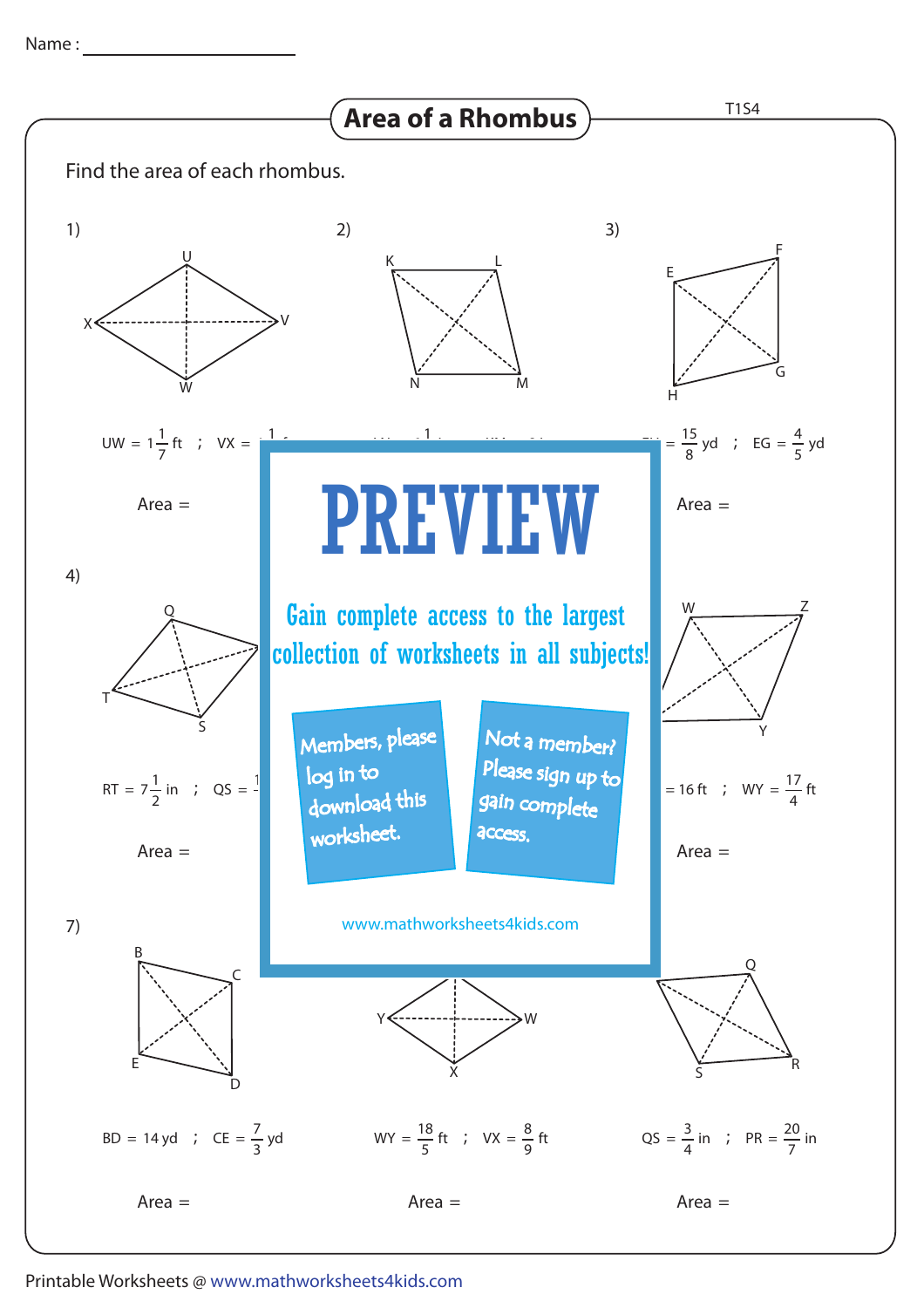Name : ____________________

# Area of a Rhombus

T1S4

Find the area of each rhombus.

1)

$UW = 1\frac{1}{7}$ ft ; $VX = $ ...

Area =

2)

3)

... $= \frac{15}{8}$ yd ; $EG = \frac{4}{5}$ yd

Area =

PREVIEW

Gain complete access to the largest collection of worksheets in all subjects!

Members, please log in to download this worksheet.

Not a member? Please sign up to gain complete access.

www.mathworksheets4kids.com

4)

$RT = 7\frac{1}{2}$ in ; $QS = $ ...

Area =

6)

... $= 16$ ft ; $WY = \frac{17}{4}$ ft

Area =

7)

$BD = 14$ yd ; $CE = \frac{7}{3}$ yd

Area =

8)

$WY = \frac{18}{5}$ ft ; $VX = \frac{8}{9}$ ft

Area =

9)

$QS = \frac{3}{4}$ in ; $PR = \frac{20}{7}$ in

Area =

Printable Worksheets @ www.mathworksheets4kids.com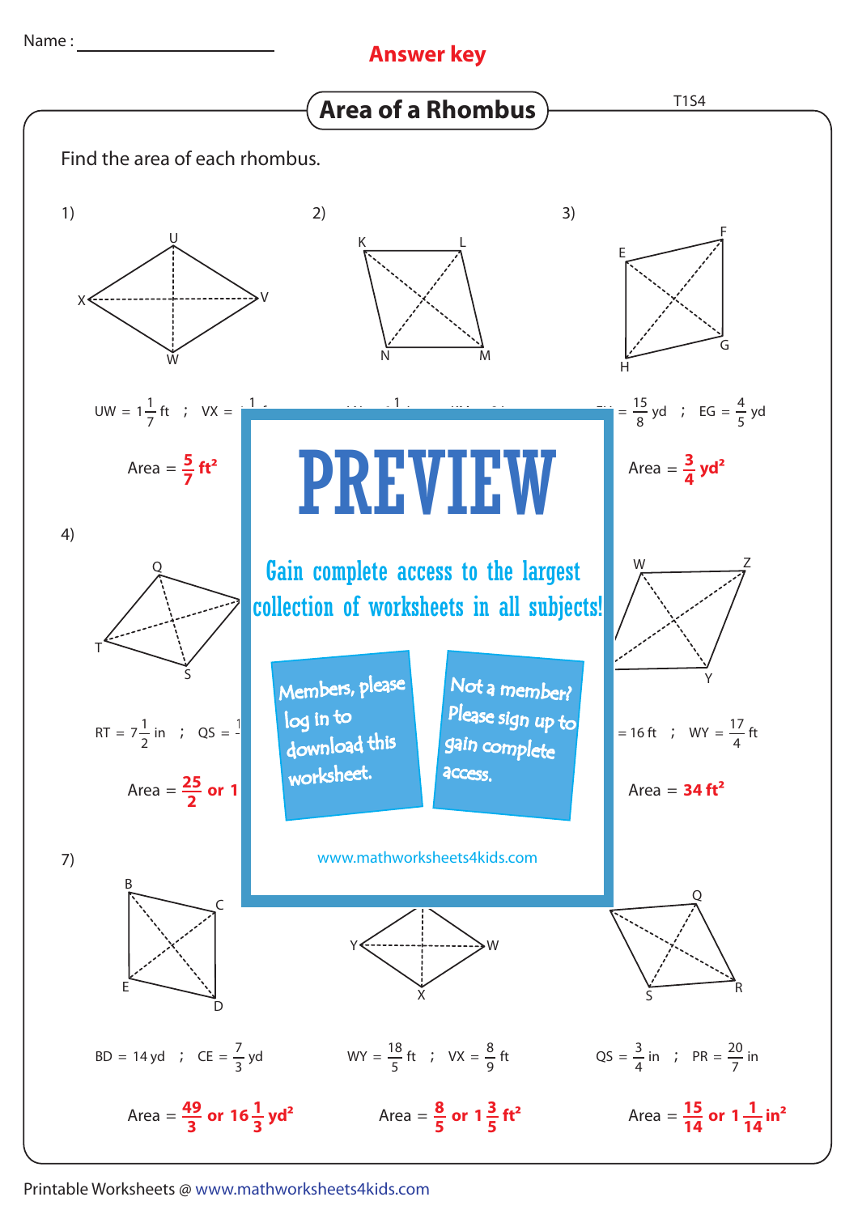Name : ____________________

**Answer key**

# Area of a Rhombus

T1S4

Find the area of each rhombus.

1)

U, X, V, W

UW $= 1\frac{1}{7}$ ft ; VX = $\frac{1}{...}$ f...

Area $= \frac{5}{7}$ ft²

2)

K, L, N, M

3)

E, F, G, H

... $= \frac{15}{8}$ yd ; EG $= \frac{4}{5}$ yd

Area $= \frac{3}{4}$ yd²

4)

Q, T, S

RT $= 7\frac{1}{2}$ in ; QS = ...

Area $= \frac{25}{2}$ or 1...

W, Z, Y

... = 16 ft ; WY $= \frac{17}{4}$ ft

Area = 34 ft²

**PREVIEW**

Gain complete access to the largest collection of worksheets in all subjects!

Members, please log in to download this worksheet.

Not a member? Please sign up to gain complete access.

www.mathworksheets4kids.com

7)

B, C, E, D

BD = 14 yd ; CE $= \frac{7}{3}$ yd

Area $= \frac{49}{3}$ or $16\frac{1}{3}$ yd²

Y, W, X

WY $= \frac{18}{5}$ ft ; VX $= \frac{8}{9}$ ft

Area $= \frac{8}{5}$ or $1\frac{3}{5}$ ft²

Q, S, R

QS $= \frac{3}{4}$ in ; PR $= \frac{20}{7}$ in

Area $= \frac{15}{14}$ or $1\frac{1}{14}$ in²

Printable Worksheets @ www.mathworksheets4kids.com